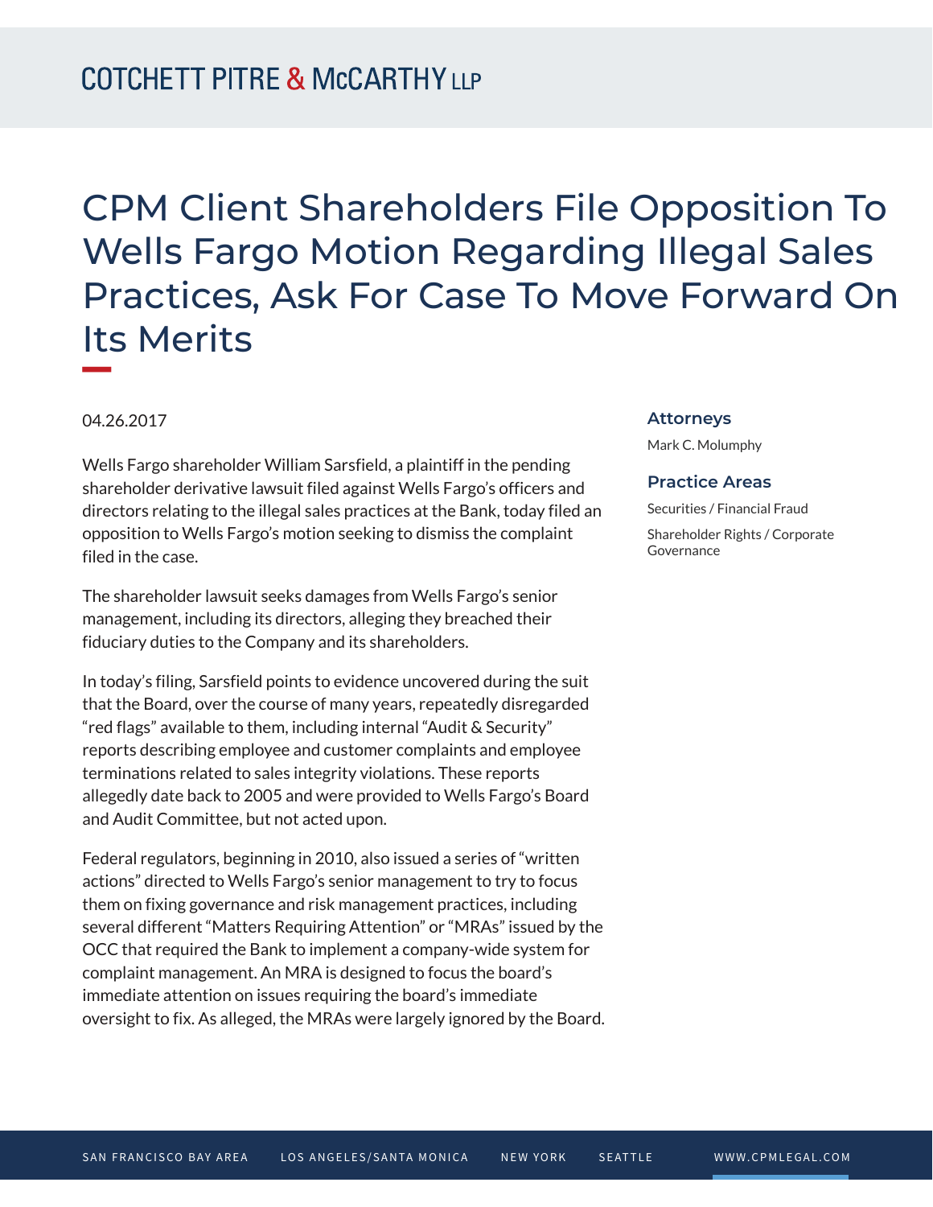# CPM Client Shareholders File Opposition To Wells Fargo Motion Regarding Illegal Sales Practices, Ask For Case To Move Forward On Its Merits

04.26.2017

### Attorneys

Mark C. Molumphy

### Practice Areas

Securities / Financial Fraud

Shareholder Rights / Corporate Governance

Wells Fargo shareholder William Sarsfield, a plaintiff in the pending shareholder derivative lawsuit filed against Wells Fargo's officers and directors relating to the illegal sales practices at the Bank, today filed an opposition to Wells Fargo's motion seeking to dismiss the complaint filed in the case.

The shareholder lawsuit seeks damages from Wells Fargo's senior management, including its directors, alleging they breached their fiduciary duties to the Company and its shareholders.

In today's filing, Sarsfield points to evidence uncovered during the suit that the Board, over the course of many years, repeatedly disregarded "red flags" available to them, including internal "Audit & Security" reports describing employee and customer complaints and employee terminations related to sales integrity violations. These reports allegedly date back to 2005 and were provided to Wells Fargo's Board and Audit Committee, but not acted upon.

Federal regulators, beginning in 2010, also issued a series of "written actions" directed to Wells Fargo's senior management to try to focus them on fixing governance and risk management practices, including several different "Matters Requiring Attention" or "MRAs" issued by the OCC that required the Bank to implement a company-wide system for complaint management. An MRA is designed to focus the board's immediate attention on issues requiring the board's immediate oversight to fix. As alleged, the MRAs were largely ignored by the Board.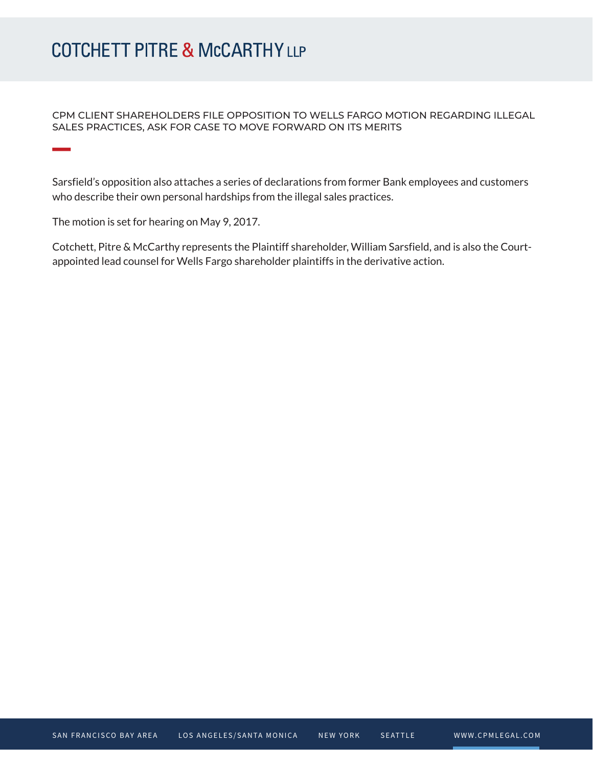Sarsfield's opposition also attaches a series of declarations from former Bank employees and customers who describe their own personal hardships from the illegal sales practices.

The motion is set for hearing on May 9, 2017.

Cotchett, Pitre & McCarthy represents the Plaintiff shareholder, William Sarsfield, and is also the Court-appointed lead counsel for Wells Fargo shareholder plaintiffs in the derivative action.